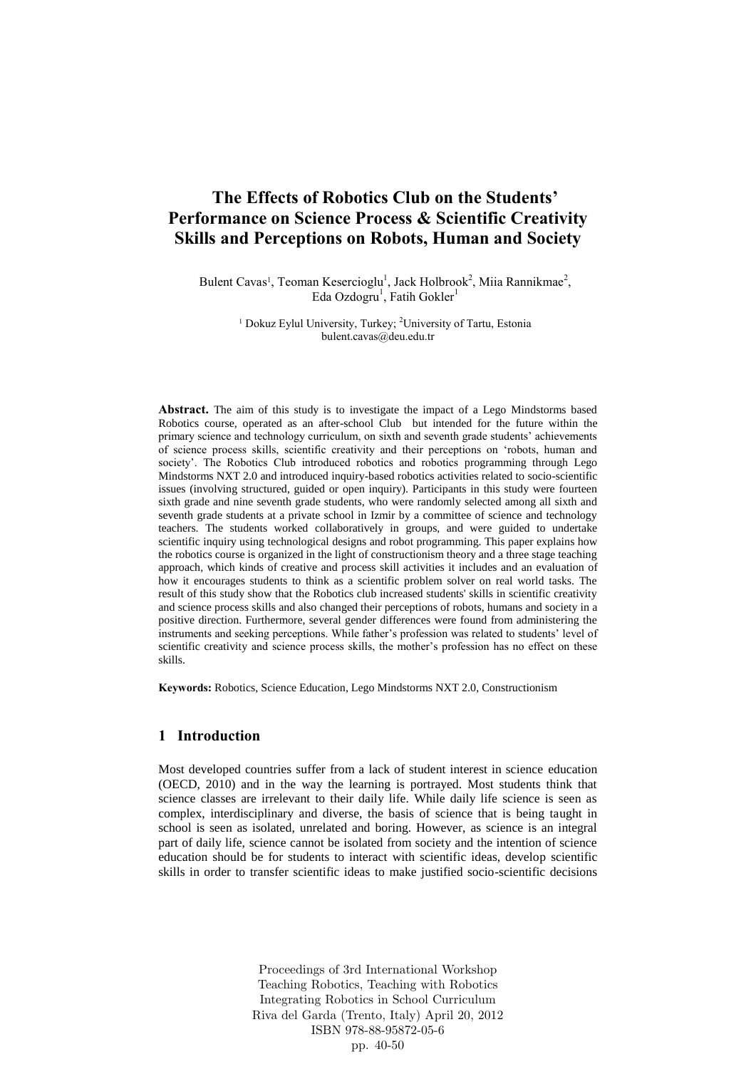# The Effects of Robotics Club on the Students' Performance on Science Process & Scientific Creativity Skills and Perceptions on Robots, Human and Society

Bulent Cavas[1], Teoman Kesercioglu[1], Jack Holbrook[2], Miia Rannikmae[2], Eda Ozdogru[1], Fatih Gokler[1]

[1] Dokuz Eylul University, Turkey; [2]University of Tartu, Estonia
bulent.cavas@deu.edu.tr

**Abstract.** The aim of this study is to investigate the impact of a Lego Mindstorms based Robotics course, operated as an after-school Club but intended for the future within the primary science and technology curriculum, on sixth and seventh grade students' achievements of science process skills, scientific creativity and their perceptions on 'robots, human and society'. The Robotics Club introduced robotics and robotics programming through Lego Mindstorms NXT 2.0 and introduced inquiry-based robotics activities related to socio-scientific issues (involving structured, guided or open inquiry). Participants in this study were fourteen sixth grade and nine seventh grade students, who were randomly selected among all sixth and seventh grade students at a private school in Izmir by a committee of science and technology teachers. The students worked collaboratively in groups, and were guided to undertake scientific inquiry using technological designs and robot programming. This paper explains how the robotics course is organized in the light of constructionism theory and a three stage teaching approach, which kinds of creative and process skill activities it includes and an evaluation of how it encourages students to think as a scientific problem solver on real world tasks. The result of this study show that the Robotics club increased students' skills in scientific creativity and science process skills and also changed their perceptions of robots, humans and society in a positive direction. Furthermore, several gender differences were found from administering the instruments and seeking perceptions. While father's profession was related to students' level of scientific creativity and science process skills, the mother's profession has no effect on these skills.

**Keywords:** Robotics, Science Education, Lego Mindstorms NXT 2.0, Constructionism

## 1 Introduction

Most developed countries suffer from a lack of student interest in science education (OECD, 2010) and in the way the learning is portrayed. Most students think that science classes are irrelevant to their daily life. While daily life science is seen as complex, interdisciplinary and diverse, the basis of science that is being taught in school is seen as isolated, unrelated and boring. However, as science is an integral part of daily life, science cannot be isolated from society and the intention of science education should be for students to interact with scientific ideas, develop scientific skills in order to transfer scientific ideas to make justified socio-scientific decisions

Proceedings of 3rd International Workshop
Teaching Robotics, Teaching with Robotics
Integrating Robotics in School Curriculum
Riva del Garda (Trento, Italy) April 20, 2012
ISBN 978-88-95872-05-6
pp. 40-50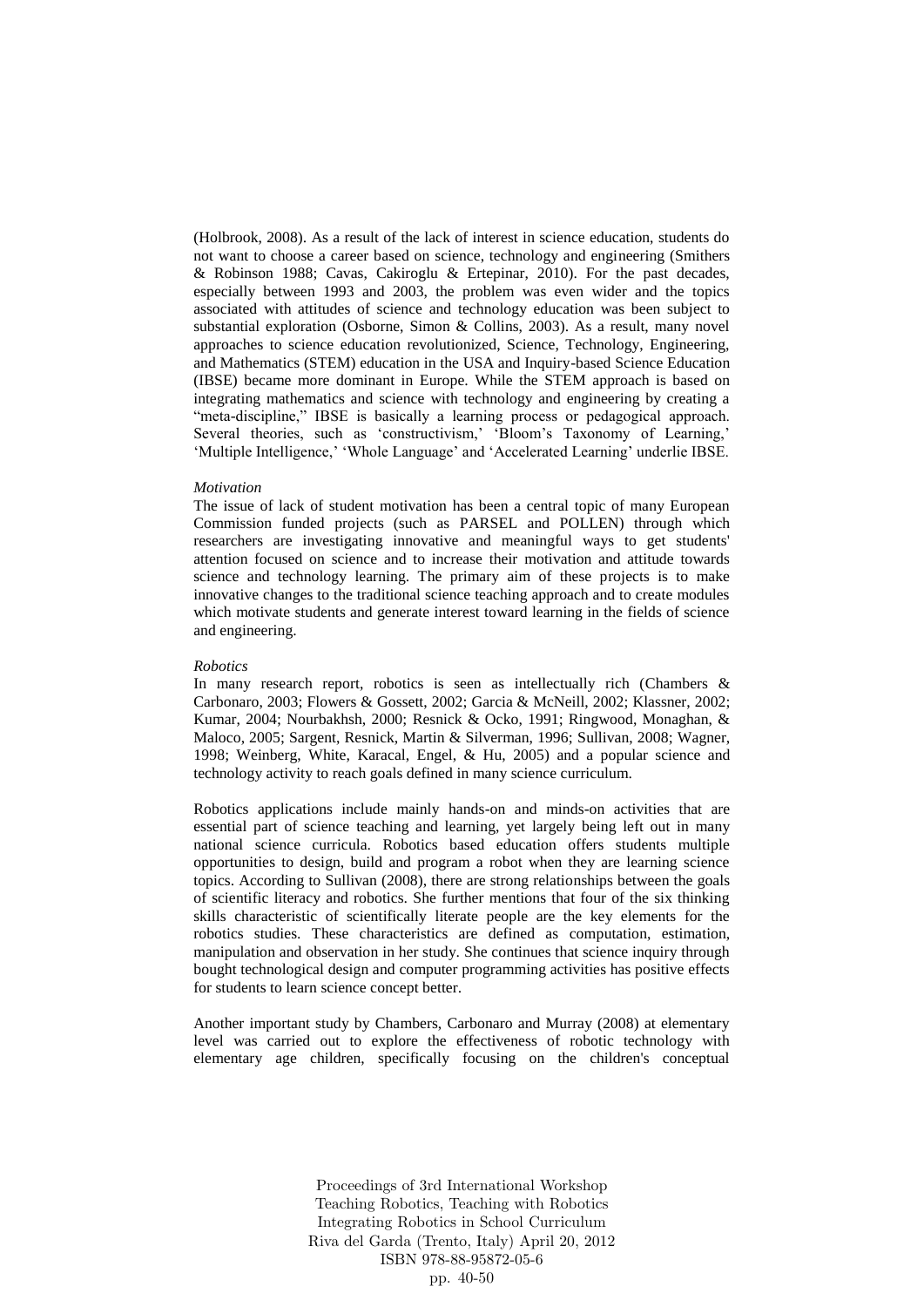(Holbrook, 2008). As a result of the lack of interest in science education, students do not want to choose a career based on science, technology and engineering (Smithers & Robinson 1988; Cavas, Cakiroglu & Ertepinar, 2010). For the past decades, especially between 1993 and 2003, the problem was even wider and the topics associated with attitudes of science and technology education was been subject to substantial exploration (Osborne, Simon & Collins, 2003). As a result, many novel approaches to science education revolutionized, Science, Technology, Engineering, and Mathematics (STEM) education in the USA and Inquiry-based Science Education (IBSE) became more dominant in Europe. While the STEM approach is based on integrating mathematics and science with technology and engineering by creating a "meta-discipline," IBSE is basically a learning process or pedagogical approach. Several theories, such as 'constructivism,' 'Bloom's Taxonomy of Learning,' 'Multiple Intelligence,' 'Whole Language' and 'Accelerated Learning' underlie IBSE.

*Motivation*

The issue of lack of student motivation has been a central topic of many European Commission funded projects (such as PARSEL and POLLEN) through which researchers are investigating innovative and meaningful ways to get students' attention focused on science and to increase their motivation and attitude towards science and technology learning. The primary aim of these projects is to make innovative changes to the traditional science teaching approach and to create modules which motivate students and generate interest toward learning in the fields of science and engineering.

*Robotics*

In many research report, robotics is seen as intellectually rich (Chambers & Carbonaro, 2003; Flowers & Gossett, 2002; Garcia & McNeill, 2002; Klassner, 2002; Kumar, 2004; Nourbakhsh, 2000; Resnick & Ocko, 1991; Ringwood, Monaghan, & Maloco, 2005; Sargent, Resnick, Martin & Silverman, 1996; Sullivan, 2008; Wagner, 1998; Weinberg, White, Karacal, Engel, & Hu, 2005) and a popular science and technology activity to reach goals defined in many science curriculum.

Robotics applications include mainly hands-on and minds-on activities that are essential part of science teaching and learning, yet largely being left out in many national science curricula. Robotics based education offers students multiple opportunities to design, build and program a robot when they are learning science topics. According to Sullivan (2008), there are strong relationships between the goals of scientific literacy and robotics. She further mentions that four of the six thinking skills characteristic of scientifically literate people are the key elements for the robotics studies. These characteristics are defined as computation, estimation, manipulation and observation in her study. She continues that science inquiry through bought technological design and computer programming activities has positive effects for students to learn science concept better.

Another important study by Chambers, Carbonaro and Murray (2008) at elementary level was carried out to explore the effectiveness of robotic technology with elementary age children, specifically focusing on the children's conceptual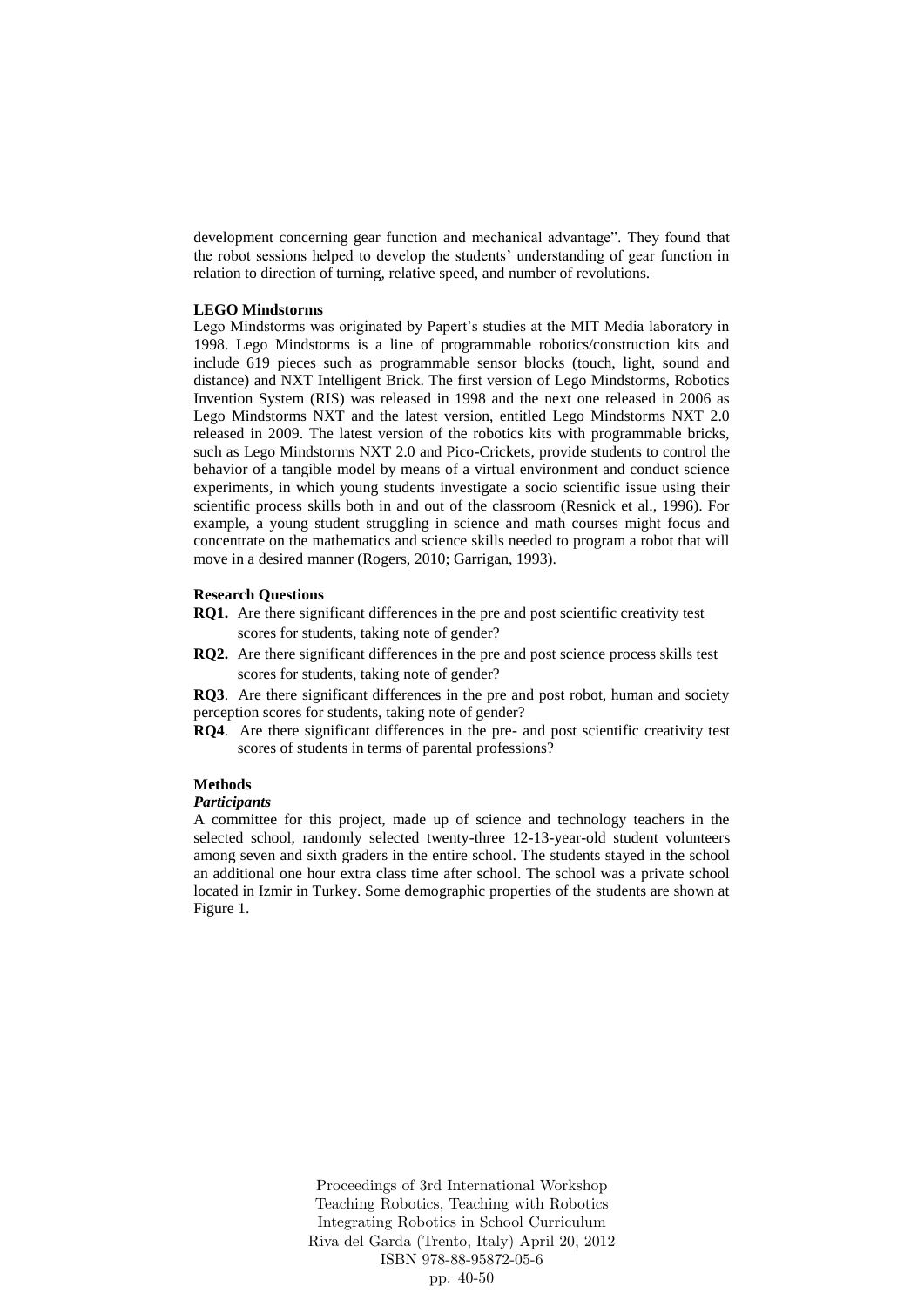development concerning gear function and mechanical advantage". They found that the robot sessions helped to develop the students' understanding of gear function in relation to direction of turning, relative speed, and number of revolutions.

**LEGO Mindstorms**

Lego Mindstorms was originated by Papert's studies at the MIT Media laboratory in 1998. Lego Mindstorms is a line of programmable robotics/construction kits and include 619 pieces such as programmable sensor blocks (touch, light, sound and distance) and NXT Intelligent Brick. The first version of Lego Mindstorms, Robotics Invention System (RIS) was released in 1998 and the next one released in 2006 as Lego Mindstorms NXT and the latest version, entitled Lego Mindstorms NXT 2.0 released in 2009. The latest version of the robotics kits with programmable bricks, such as Lego Mindstorms NXT 2.0 and Pico-Crickets, provide students to control the behavior of a tangible model by means of a virtual environment and conduct science experiments, in which young students investigate a socio scientific issue using their scientific process skills both in and out of the classroom (Resnick et al., 1996). For example, a young student struggling in science and math courses might focus and concentrate on the mathematics and science skills needed to program a robot that will move in a desired manner (Rogers, 2010; Garrigan, 1993).

**Research Questions**

**RQ1.** Are there significant differences in the pre and post scientific creativity test scores for students, taking note of gender?

**RQ2.** Are there significant differences in the pre and post science process skills test scores for students, taking note of gender?

**RQ3**. Are there significant differences in the pre and post robot, human and society perception scores for students, taking note of gender?

**RQ4**. Are there significant differences in the pre- and post scientific creativity test scores of students in terms of parental professions?

**Methods**

***Participants***

A committee for this project, made up of science and technology teachers in the selected school, randomly selected twenty-three 12-13-year-old student volunteers among seven and sixth graders in the entire school. The students stayed in the school an additional one hour extra class time after school. The school was a private school located in Izmir in Turkey. Some demographic properties of the students are shown at Figure 1.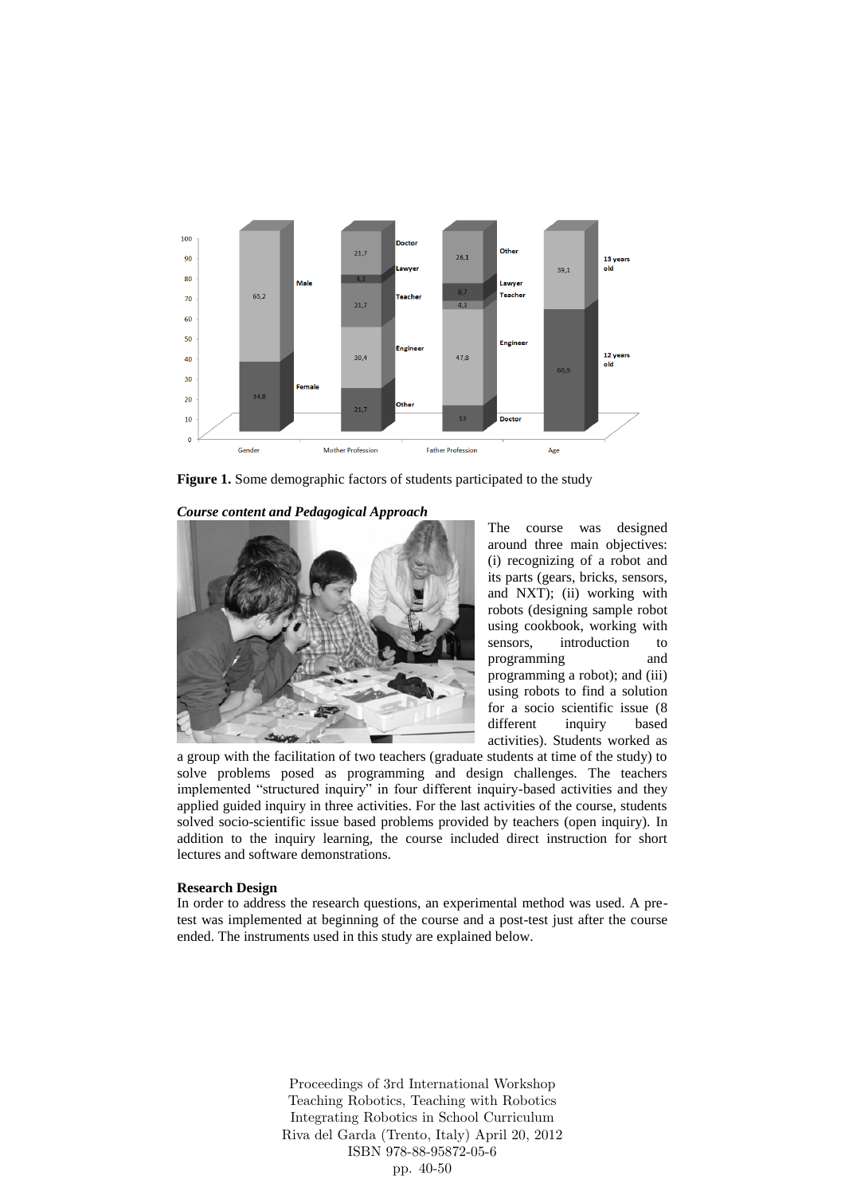**Figure 1.** Some demographic factors of students participated to the study

***Course content and Pedagogical Approach***

The course was designed around three main objectives: (i) recognizing of a robot and its parts (gears, bricks, sensors, and NXT); (ii) working with robots (designing sample robot using cookbook, working with sensors, introduction to programming and programming a robot); and (iii) using robots to find a solution for a socio scientific issue (8 different inquiry based activities). Students worked as a group with the facilitation of two teachers (graduate students at time of the study) to solve problems posed as programming and design challenges. The teachers implemented "structured inquiry" in four different inquiry-based activities and they applied guided inquiry in three activities. For the last activities of the course, students solved socio-scientific issue based problems provided by teachers (open inquiry). In addition to the inquiry learning, the course included direct instruction for short lectures and software demonstrations.

**Research Design**

In order to address the research questions, an experimental method was used. A pre-test was implemented at beginning of the course and a post-test just after the course ended. The instruments used in this study are explained below.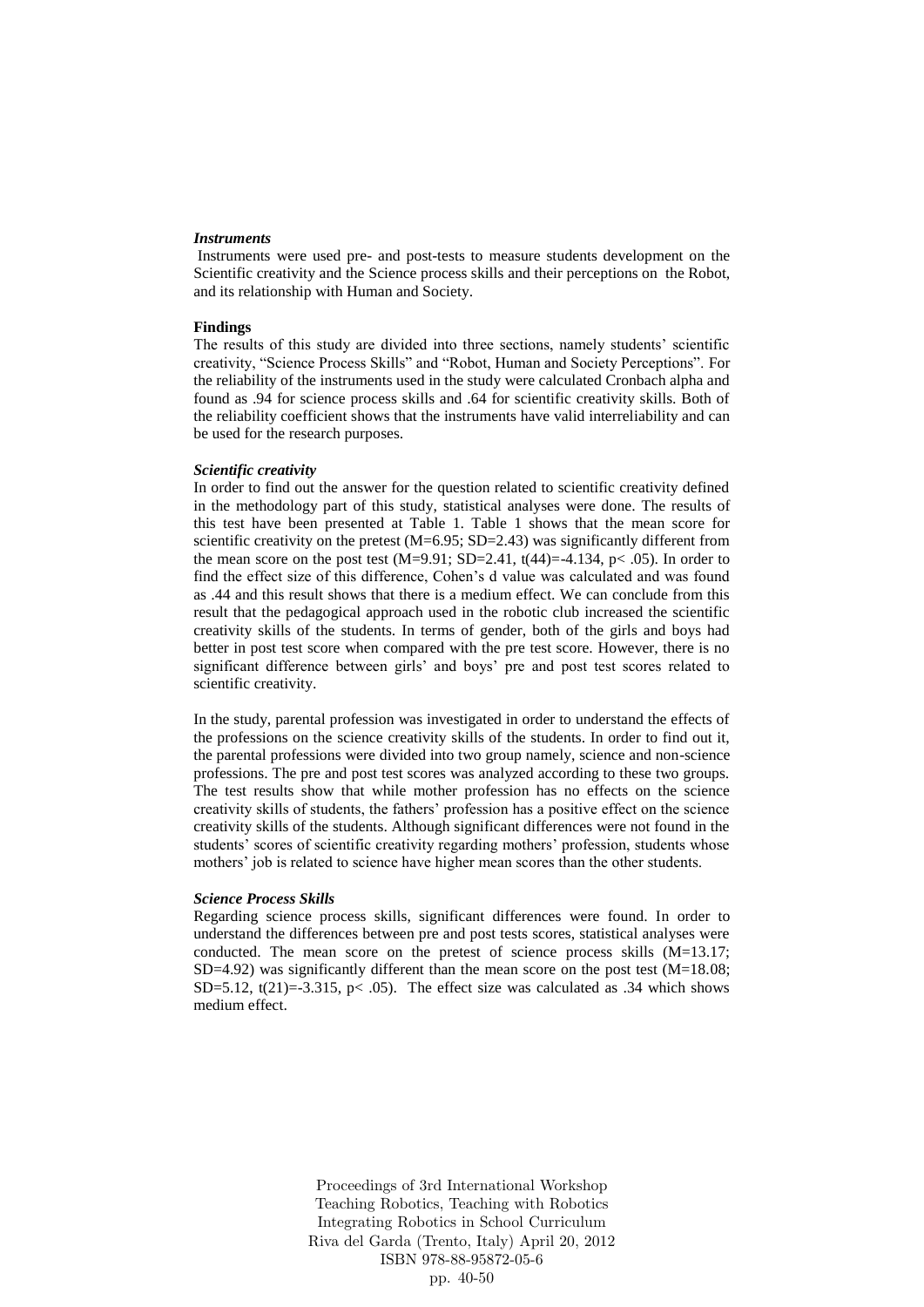***Instruments***

Instruments were used pre- and post-tests to measure students development on the Scientific creativity and the Science process skills and their perceptions on the Robot, and its relationship with Human and Society.

**Findings**

The results of this study are divided into three sections, namely students' scientific creativity, "Science Process Skills" and "Robot, Human and Society Perceptions". For the reliability of the instruments used in the study were calculated Cronbach alpha and found as .94 for science process skills and .64 for scientific creativity skills. Both of the reliability coefficient shows that the instruments have valid interreliability and can be used for the research purposes.

***Scientific creativity***

In order to find out the answer for the question related to scientific creativity defined in the methodology part of this study, statistical analyses were done. The results of this test have been presented at Table 1. Table 1 shows that the mean score for scientific creativity on the pretest ($M=6.95$; $SD=2.43$) was significantly different from the mean score on the post test ($M=9.91$; $SD=2.41$, $t(44)=-4.134$, $p< .05$). In order to find the effect size of this difference, Cohen's d value was calculated and was found as .44 and this result shows that there is a medium effect. We can conclude from this result that the pedagogical approach used in the robotic club increased the scientific creativity skills of the students. In terms of gender, both of the girls and boys had better in post test score when compared with the pre test score. However, there is no significant difference between girls' and boys' pre and post test scores related to scientific creativity.

In the study, parental profession was investigated in order to understand the effects of the professions on the science creativity skills of the students. In order to find out it, the parental professions were divided into two group namely, science and non-science professions. The pre and post test scores was analyzed according to these two groups. The test results show that while mother profession has no effects on the science creativity skills of students, the fathers' profession has a positive effect on the science creativity skills of the students. Although significant differences were not found in the students' scores of scientific creativity regarding mothers' profession, students whose mothers' job is related to science have higher mean scores than the other students.

***Science Process Skills***

Regarding science process skills, significant differences were found. In order to understand the differences between pre and post tests scores, statistical analyses were conducted. The mean score on the pretest of science process skills ($M=13.17$; $SD=4.92$) was significantly different than the mean score on the post test ($M=18.08$; $SD=5.12$, $t(21)=-3.315$, $p< .05$). The effect size was calculated as .34 which shows medium effect.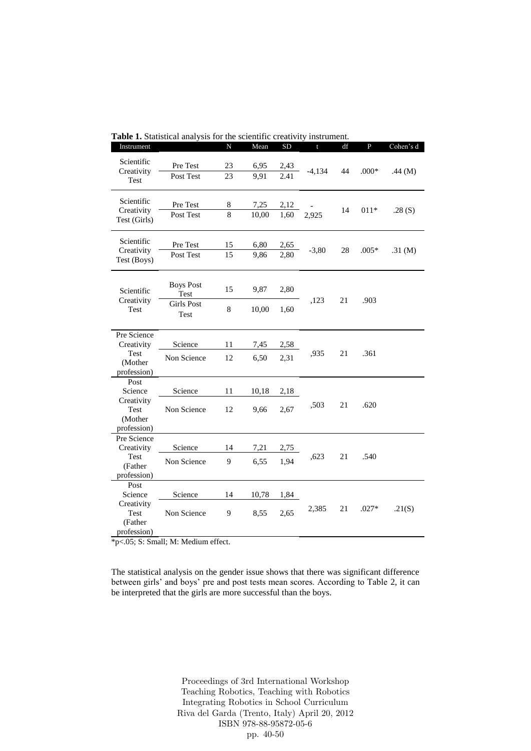**Table 1.** Statistical analysis for the scientific creativity instrument.

| Instrument | | N | Mean | SD | t | df | P | Cohen's d |
|---|---|---|---|---|---|---|---|---|
| Scientific Creativity Test | Pre Test | 23 | 6,95 | 2,43 | -4,134 | 44 | .000* | .44 (M) |
| | Post Test | 23 | 9,91 | 2.41 | | | | |
| Scientific Creativity Test (Girls) | Pre Test | 8 | 7,25 | 2,12 | -2,925 | 14 | 011* | .28 (S) |
| | Post Test | 8 | 10,00 | 1,60 | | | | |
| Scientific Creativity Test (Boys) | Pre Test | 15 | 6,80 | 2,65 | -3,80 | 28 | .005* | .31 (M) |
| | Post Test | 15 | 9,86 | 2,80 | | | | |
| Scientific Creativity Test | Boys Post Test | 15 | 9,87 | 2,80 | ,123 | 21 | .903 | |
| | Girls Post Test | 8 | 10,00 | 1,60 | | | | |
| Pre Science Creativity Test (Mother profession) | Science | 11 | 7,45 | 2,58 | ,935 | 21 | .361 | |
| | Non Science | 12 | 6,50 | 2,31 | | | | |
| Post Science Creativity Test (Mother profession) | Science | 11 | 10,18 | 2,18 | ,503 | 21 | .620 | |
| | Non Science | 12 | 9,66 | 2,67 | | | | |
| Pre Science Creativity Test (Father profession) | Science | 14 | 7,21 | 2,75 | ,623 | 21 | .540 | |
| | Non Science | 9 | 6,55 | 1,94 | | | | |
| Post Science Creativity Test (Father profession) | Science | 14 | 10,78 | 1,84 | 2,385 | 21 | .027* | .21(S) |
| | Non Science | 9 | 8,55 | 2,65 | | | | |

*p<.05; S: Small; M: Medium effect.

The statistical analysis on the gender issue shows that there was significant difference between girls' and boys' pre and post tests mean scores. According to Table 2, it can be interpreted that the girls are more successful than the boys.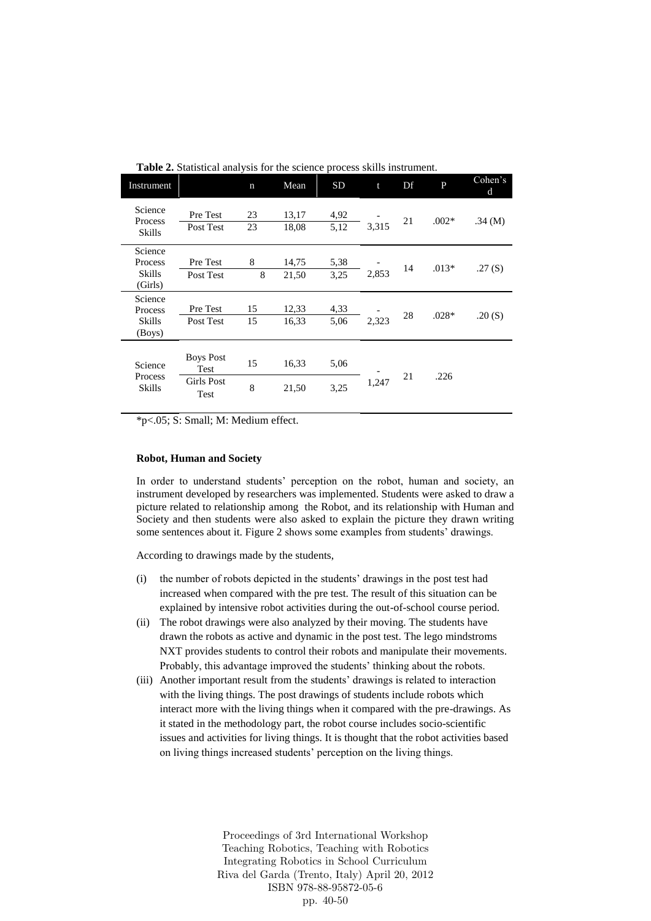**Table 2.** Statistical analysis for the science process skills instrument.

| Instrument | | n | Mean | SD | t | Df | P | Cohen's d |
|---|---|---|---|---|---|---|---|---|
| Science Process Skills | Pre Test | 23 | 13,17 | 4,92 | -3,315 | 21 | .002* | .34 (M) |
| | Post Test | 23 | 18,08 | 5,12 | | | | |
| Science Process Skills (Girls) | Pre Test | 8 | 14,75 | 5,38 | -2,853 | 14 | .013* | .27 (S) |
| | Post Test | 8 | 21,50 | 3,25 | | | | |
| Science Process Skills (Boys) | Pre Test | 15 | 12,33 | 4,33 | -2,323 | 28 | .028* | .20 (S) |
| | Post Test | 15 | 16,33 | 5,06 | | | | |
| Science Process Skills | Boys Post Test | 15 | 16,33 | 5,06 | -1,247 | 21 | .226 | |
| | Girls Post Test | 8 | 21,50 | 3,25 | | | | |

*p<.05; S: Small; M: Medium effect.

**Robot, Human and Society**

In order to understand students' perception on the robot, human and society, an instrument developed by researchers was implemented. Students were asked to draw a picture related to relationship among the Robot, and its relationship with Human and Society and then students were also asked to explain the picture they drawn writing some sentences about it. Figure 2 shows some examples from students' drawings.

According to drawings made by the students,

(i) the number of robots depicted in the students' drawings in the post test had increased when compared with the pre test. The result of this situation can be explained by intensive robot activities during the out-of-school course period.

(ii) The robot drawings were also analyzed by their moving. The students have drawn the robots as active and dynamic in the post test. The lego mindstroms NXT provides students to control their robots and manipulate their movements. Probably, this advantage improved the students' thinking about the robots.

(iii) Another important result from the students' drawings is related to interaction with the living things. The post drawings of students include robots which interact more with the living things when it compared with the pre-drawings. As it stated in the methodology part, the robot course includes socio-scientific issues and activities for living things. It is thought that the robot activities based on living things increased students' perception on the living things.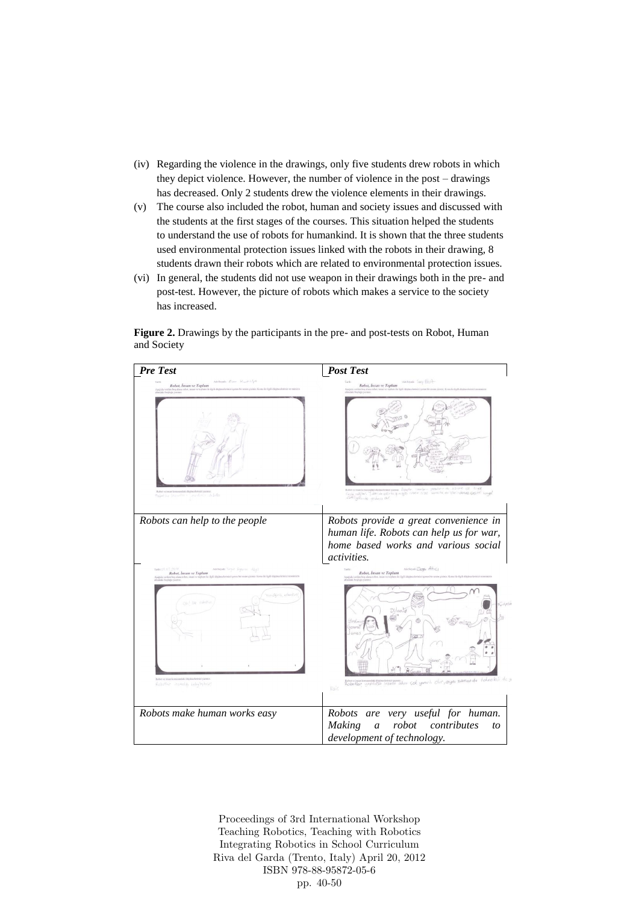(iv) Regarding the violence in the drawings, only five students drew robots in which they depict violence. However, the number of violence in the post – drawings has decreased. Only 2 students drew the violence elements in their drawings.

(v) The course also included the robot, human and society issues and discussed with the students at the first stages of the courses. This situation helped the students to understand the use of robots for humankind. It is shown that the three students used environmental protection issues linked with the robots in their drawing, 8 students drawn their robots which are related to environmental protection issues.

(vi) In general, the students did not use weapon in their drawings both in the pre- and post-test. However, the picture of robots which makes a service to the society has increased.

**Figure 2.** Drawings by the participants in the pre- and post-tests on Robot, Human and Society

| *Pre Test* | *Post Test* |
|---|---|
| | |
| *Robots can help to the people* | *Robots provide a great convenience in human life. Robots can help us for war, home based works and various social activities.* |
| | |
| *Robots make human works easy* | *Robots are very useful for human. Making a robot contributes to development of technology.* |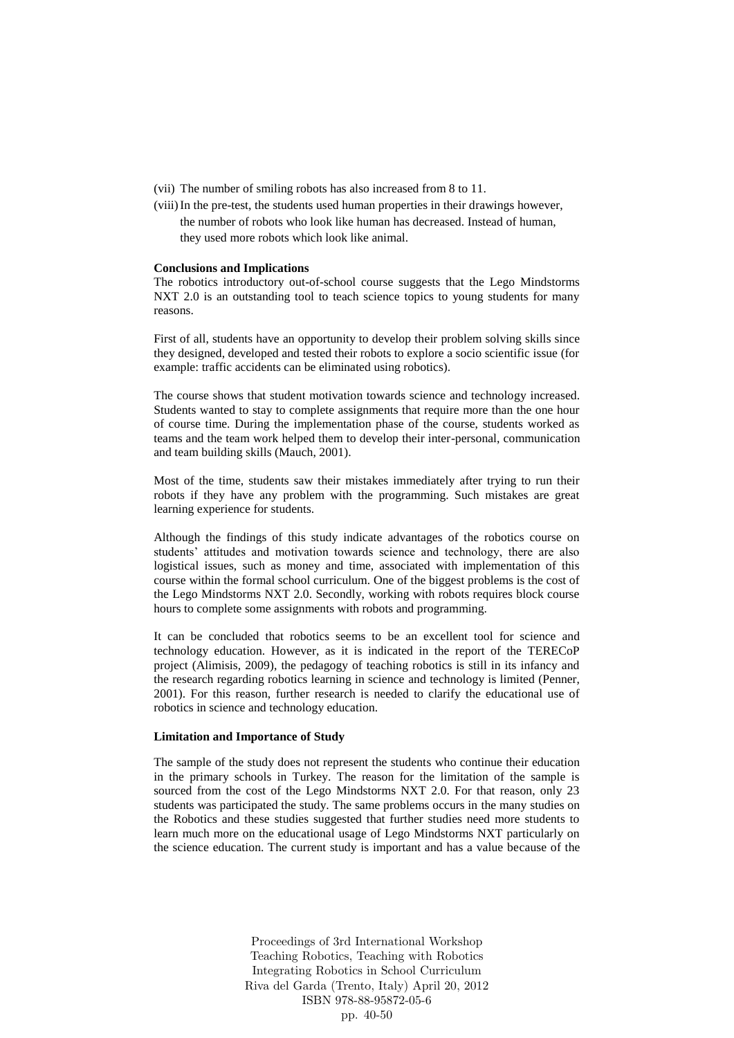(vii) The number of smiling robots has also increased from 8 to 11.

(viii) In the pre-test, the students used human properties in their drawings however, the number of robots who look like human has decreased. Instead of human, they used more robots which look like animal.

**Conclusions and Implications**

The robotics introductory out-of-school course suggests that the Lego Mindstorms NXT 2.0 is an outstanding tool to teach science topics to young students for many reasons.

First of all, students have an opportunity to develop their problem solving skills since they designed, developed and tested their robots to explore a socio scientific issue (for example: traffic accidents can be eliminated using robotics).

The course shows that student motivation towards science and technology increased. Students wanted to stay to complete assignments that require more than the one hour of course time. During the implementation phase of the course, students worked as teams and the team work helped them to develop their inter-personal, communication and team building skills (Mauch, 2001).

Most of the time, students saw their mistakes immediately after trying to run their robots if they have any problem with the programming. Such mistakes are great learning experience for students.

Although the findings of this study indicate advantages of the robotics course on students' attitudes and motivation towards science and technology, there are also logistical issues, such as money and time, associated with implementation of this course within the formal school curriculum. One of the biggest problems is the cost of the Lego Mindstorms NXT 2.0. Secondly, working with robots requires block course hours to complete some assignments with robots and programming.

It can be concluded that robotics seems to be an excellent tool for science and technology education. However, as it is indicated in the report of the TERECoP project (Alimisis, 2009), the pedagogy of teaching robotics is still in its infancy and the research regarding robotics learning in science and technology is limited (Penner, 2001). For this reason, further research is needed to clarify the educational use of robotics in science and technology education.

**Limitation and Importance of Study**

The sample of the study does not represent the students who continue their education in the primary schools in Turkey. The reason for the limitation of the sample is sourced from the cost of the Lego Mindstorms NXT 2.0. For that reason, only 23 students was participated the study. The same problems occurs in the many studies on the Robotics and these studies suggested that further studies need more students to learn much more on the educational usage of Lego Mindstorms NXT particularly on the science education. The current study is important and has a value because of the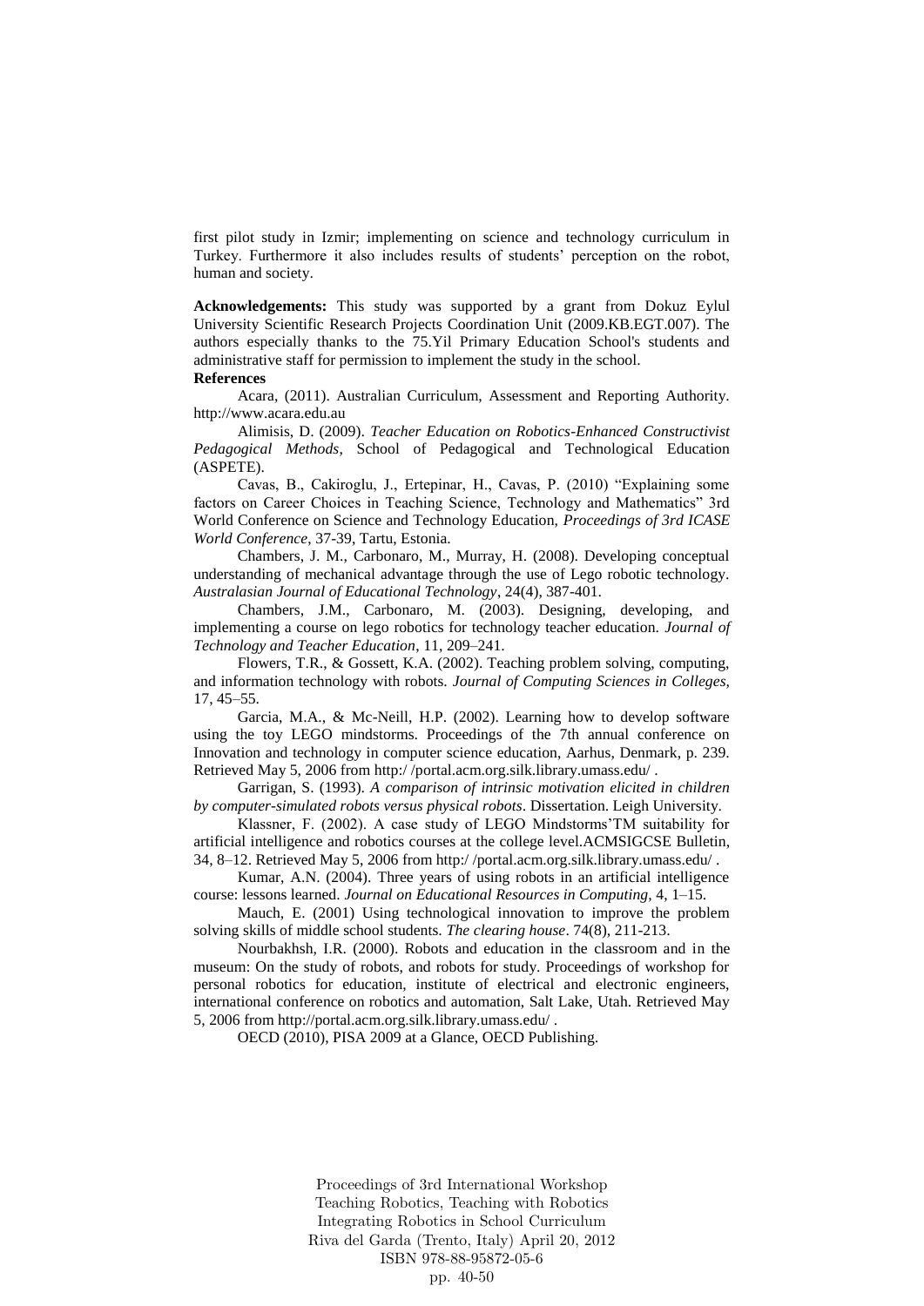first pilot study in Izmir; implementing on science and technology curriculum in Turkey. Furthermore it also includes results of students' perception on the robot, human and society.

**Acknowledgements:** This study was supported by a grant from Dokuz Eylul University Scientific Research Projects Coordination Unit (2009.KB.EGT.007). The authors especially thanks to the 75.Yil Primary Education School's students and administrative staff for permission to implement the study in the school.

**References**

Acara, (2011). Australian Curriculum, Assessment and Reporting Authority. http://www.acara.edu.au

Alimisis, D. (2009). *Teacher Education on Robotics-Enhanced Constructivist Pedagogical Methods*, School of Pedagogical and Technological Education (ASPETE).

Cavas, B., Cakiroglu, J., Ertepinar, H., Cavas, P. (2010) "Explaining some factors on Career Choices in Teaching Science, Technology and Mathematics" 3rd World Conference on Science and Technology Education, *Proceedings of 3rd ICASE World Conference*, 37-39, Tartu, Estonia.

Chambers, J. M., Carbonaro, M., Murray, H. (2008). Developing conceptual understanding of mechanical advantage through the use of Lego robotic technology. *Australasian Journal of Educational Technology*, 24(4), 387-401.

Chambers, J.M., Carbonaro, M. (2003). Designing, developing, and implementing a course on lego robotics for technology teacher education. *Journal of Technology and Teacher Education*, 11, 209–241.

Flowers, T.R., & Gossett, K.A. (2002). Teaching problem solving, computing, and information technology with robots. *Journal of Computing Sciences in Colleges,* 17, 45–55.

Garcia, M.A., & Mc-Neill, H.P. (2002). Learning how to develop software using the toy LEGO mindstorms. Proceedings of the 7th annual conference on Innovation and technology in computer science education, Aarhus, Denmark, p. 239. Retrieved May 5, 2006 from http:/ /portal.acm.org.silk.library.umass.edu/ .

Garrigan, S. (1993). *A comparison of intrinsic motivation elicited in children by computer-simulated robots versus physical robots*. Dissertation. Leigh University.

Klassner, F. (2002). A case study of LEGO Mindstorms'TM suitability for artificial intelligence and robotics courses at the college level.ACMSIGCSE Bulletin, 34, 8–12. Retrieved May 5, 2006 from http:/ /portal.acm.org.silk.library.umass.edu/ .

Kumar, A.N. (2004). Three years of using robots in an artificial intelligence course: lessons learned. *Journal on Educational Resources in Computing,* 4, 1–15.

Mauch, E. (2001) Using technological innovation to improve the problem solving skills of middle school students. *The clearing house*. 74(8), 211-213.

Nourbakhsh, I.R. (2000). Robots and education in the classroom and in the museum: On the study of robots, and robots for study. Proceedings of workshop for personal robotics for education, institute of electrical and electronic engineers, international conference on robotics and automation, Salt Lake, Utah. Retrieved May 5, 2006 from http://portal.acm.org.silk.library.umass.edu/ .

OECD (2010), PISA 2009 at a Glance, OECD Publishing.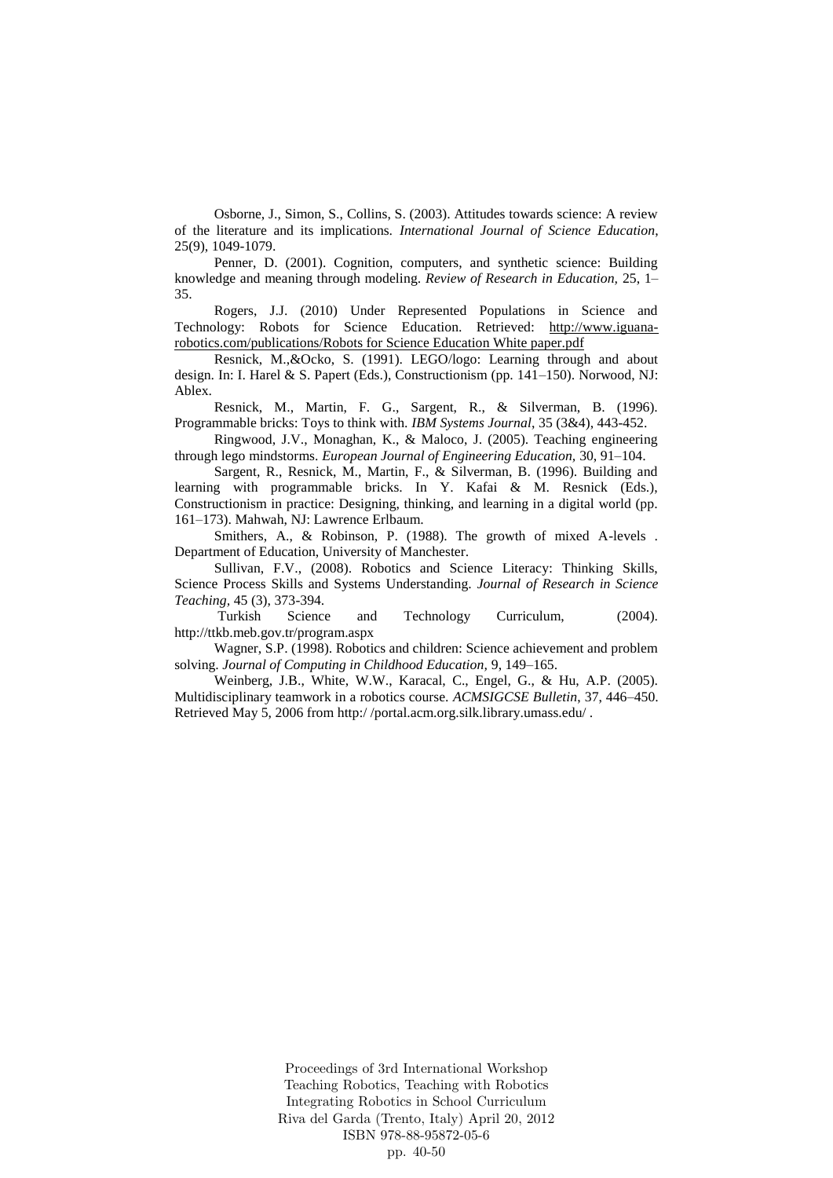Osborne, J., Simon, S., Collins, S. (2003). Attitudes towards science: A review of the literature and its implications. *International Journal of Science Education*, 25(9), 1049-1079.

Penner, D. (2001). Cognition, computers, and synthetic science: Building knowledge and meaning through modeling. *Review of Research in Education*, 25, 1–35.

Rogers, J.J. (2010) Under Represented Populations in Science and Technology: Robots for Science Education. Retrieved: http://www.iguana-robotics.com/publications/Robots for Science Education White paper.pdf

Resnick, M.,&Ocko, S. (1991). LEGO/logo: Learning through and about design. In: I. Harel & S. Papert (Eds.), Constructionism (pp. 141–150). Norwood, NJ: Ablex.

Resnick, M., Martin, F. G., Sargent, R., & Silverman, B. (1996). Programmable bricks: Toys to think with. *IBM Systems Journal*, 35 (3&4), 443-452.

Ringwood, J.V., Monaghan, K., & Maloco, J. (2005). Teaching engineering through lego mindstorms. *European Journal of Engineering Education*, 30, 91–104.

Sargent, R., Resnick, M., Martin, F., & Silverman, B. (1996). Building and learning with programmable bricks. In Y. Kafai & M. Resnick (Eds.), Constructionism in practice: Designing, thinking, and learning in a digital world (pp. 161–173). Mahwah, NJ: Lawrence Erlbaum.

Smithers, A., & Robinson, P. (1988). The growth of mixed A-levels . Department of Education, University of Manchester.

Sullivan, F.V., (2008). Robotics and Science Literacy: Thinking Skills, Science Process Skills and Systems Understanding. *Journal of Research in Science Teaching*, 45 (3), 373-394.

Turkish Science and Technology Curriculum, (2004). http://ttkb.meb.gov.tr/program.aspx

Wagner, S.P. (1998). Robotics and children: Science achievement and problem solving. *Journal of Computing in Childhood Education*, 9, 149–165.

Weinberg, J.B., White, W.W., Karacal, C., Engel, G., & Hu, A.P. (2005). Multidisciplinary teamwork in a robotics course. *ACMSIGCSE Bulletin*, 37, 446–450. Retrieved May 5, 2006 from http:/ /portal.acm.org.silk.library.umass.edu/ .